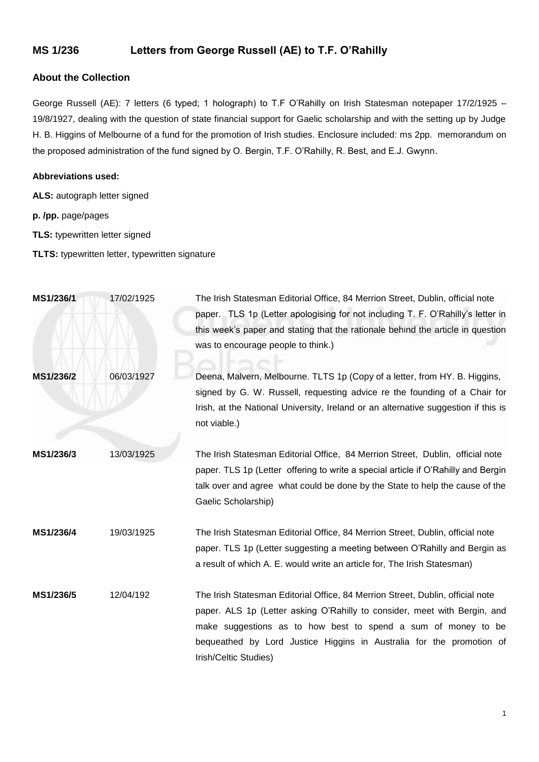## MS 1/236 Letters from George Russell (AE) to T.F. O'Rahilly

### About the Collection

George Russell (AE): 7 letters (6 typed; 1 holograph) to T.F O'Rahilly on Irish Statesman notepaper 17/2/1925 – 19/8/1927, dealing with the question of state financial support for Gaelic scholarship and with the setting up by Judge H. B. Higgins of Melbourne of a fund for the promotion of Irish studies. Enclosure included: ms 2pp. memorandum on the proposed administration of the fund signed by O. Bergin, T.F. O'Rahilly, R. Best, and E.J. Gwynn.

**Abbreviations used:**

**ALS:** autograph letter signed

**p. /pp.** page/pages

**TLS:** typewritten letter signed

**TLTS:** typewritten letter, typewritten signature

| | | |
|---|---|---|
| **MS1/236/1** | 17/02/1925 | The Irish Statesman Editorial Office, 84 Merrion Street, Dublin, official note paper. TLS 1p (Letter apologising for not including T. F. O'Rahilly's letter in this week's paper and stating that the rationale behind the article in question was to encourage people to think.) |
| **MS1/236/2** | 06/03/1927 | Deena, Malvern, Melbourne. TLTS 1p (Copy of a letter, from HY. B. Higgins, signed by G. W. Russell, requesting advice re the founding of a Chair for Irish, at the National University, Ireland or an alternative suggestion if this is not viable.) |
| **MS1/236/3** | 13/03/1925 | The Irish Statesman Editorial Office, 84 Merrion Street, Dublin, official note paper. TLS 1p (Letter offering to write a special article if O'Rahilly and Bergin talk over and agree what could be done by the State to help the cause of the Gaelic Scholarship) |
| **MS1/236/4** | 19/03/1925 | The Irish Statesman Editorial Office, 84 Merrion Street, Dublin, official note paper. TLS 1p (Letter suggesting a meeting between O'Rahilly and Bergin as a result of which A. E. would write an article for, The Irish Statesman) |
| **MS1/236/5** | 12/04/192 | The Irish Statesman Editorial Office, 84 Merrion Street, Dublin, official note paper. ALS 1p (Letter asking O'Rahilly to consider, meet with Bergin, and make suggestions as to how best to spend a sum of money to be bequeathed by Lord Justice Higgins in Australia for the promotion of Irish/Celtic Studies) |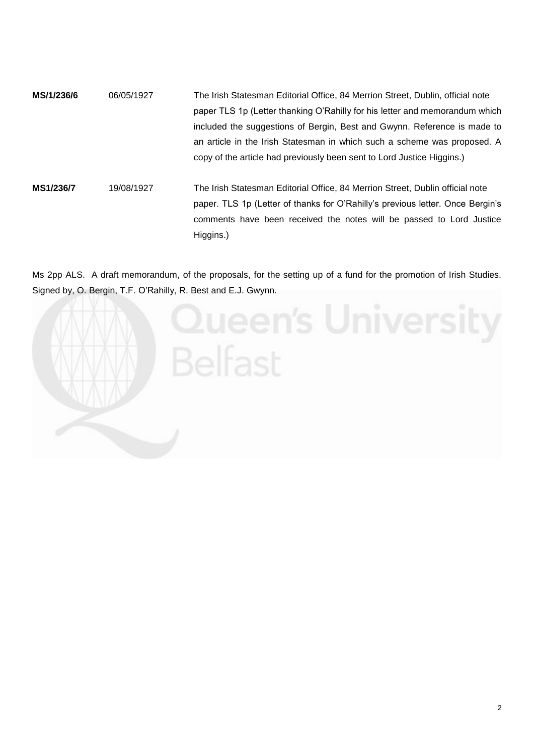| | | |
|---|---|---|
| **MS/1/236/6** | 06/05/1927 | The Irish Statesman Editorial Office, 84 Merrion Street, Dublin, official note paper TLS 1p (Letter thanking O'Rahilly for his letter and memorandum which included the suggestions of Bergin, Best and Gwynn. Reference is made to an article in the Irish Statesman in which such a scheme was proposed. A copy of the article had previously been sent to Lord Justice Higgins.) |
| **MS1/236/7** | 19/08/1927 | The Irish Statesman Editorial Office, 84 Merrion Street, Dublin official note paper. TLS 1p (Letter of thanks for O'Rahilly's previous letter. Once Bergin's comments have been received the notes will be passed to Lord Justice Higgins.) |

Ms 2pp ALS. A draft memorandum, of the proposals, for the setting up of a fund for the promotion of Irish Studies. Signed by, O. Bergin, T.F. O'Rahilly, R. Best and E.J. Gwynn.